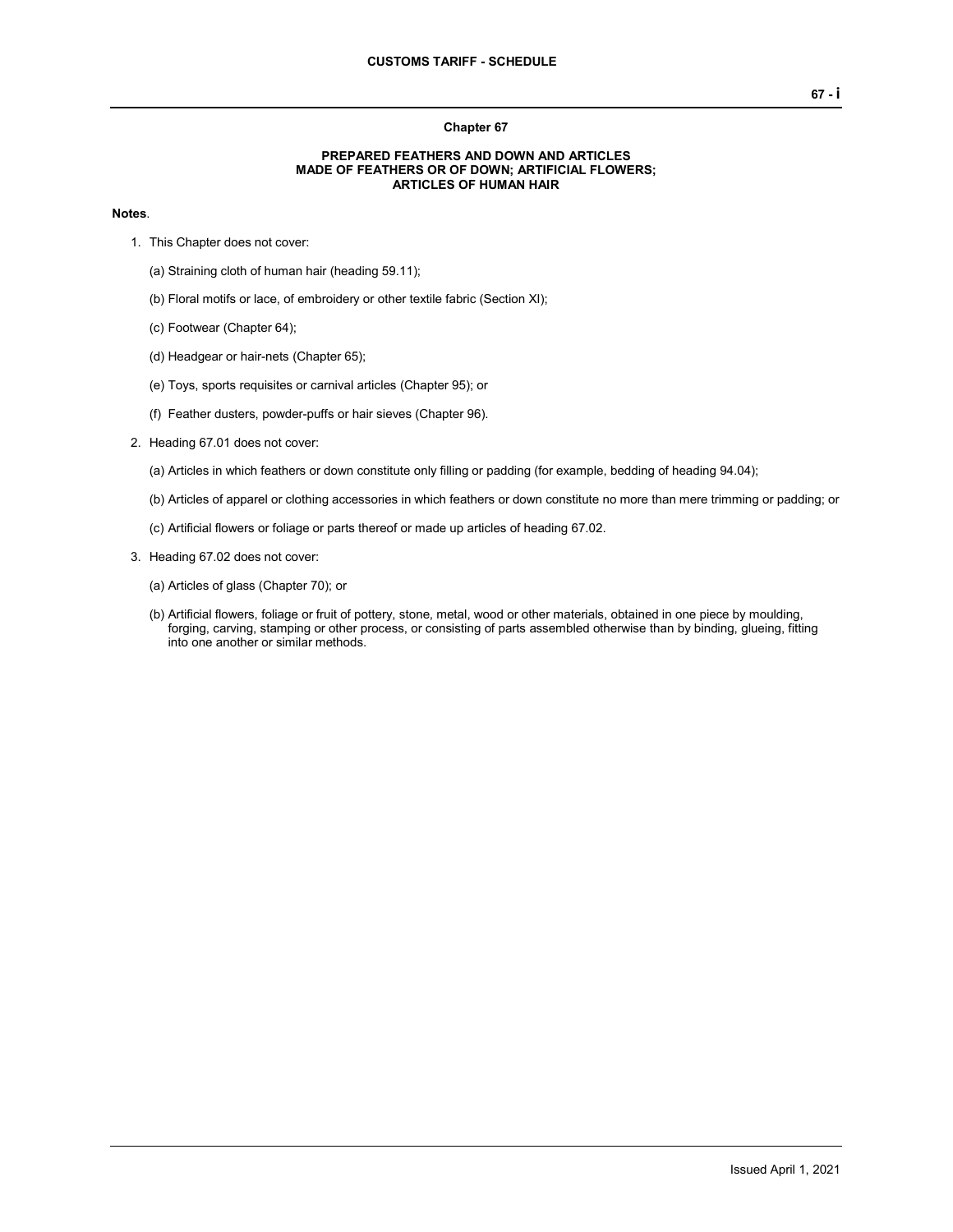# Chapter 67

## PREPARED FEATHERS AND DOWN AND ARTICLES MADE OF FEATHERS OR OF DOWN; ARTIFICIAL FLOWERS; ARTICLES OF HUMAN HAIR

**Notes**.

1. This Chapter does not cover:

   (a) Straining cloth of human hair (heading 59.11);

   (b) Floral motifs or lace, of embroidery or other textile fabric (Section XI);

   (c) Footwear (Chapter 64);

   (d) Headgear or hair-nets (Chapter 65);

   (e) Toys, sports requisites or carnival articles (Chapter 95); or

   (f) Feather dusters, powder-puffs or hair sieves (Chapter 96).

2. Heading 67.01 does not cover:

   (a) Articles in which feathers or down constitute only filling or padding (for example, bedding of heading 94.04);

   (b) Articles of apparel or clothing accessories in which feathers or down constitute no more than mere trimming or padding; or

   (c) Artificial flowers or foliage or parts thereof or made up articles of heading 67.02.

3. Heading 67.02 does not cover:

   (a) Articles of glass (Chapter 70); or

   (b) Artificial flowers, foliage or fruit of pottery, stone, metal, wood or other materials, obtained in one piece by moulding, forging, carving, stamping or other process, or consisting of parts assembled otherwise than by binding, glueing, fitting into one another or similar methods.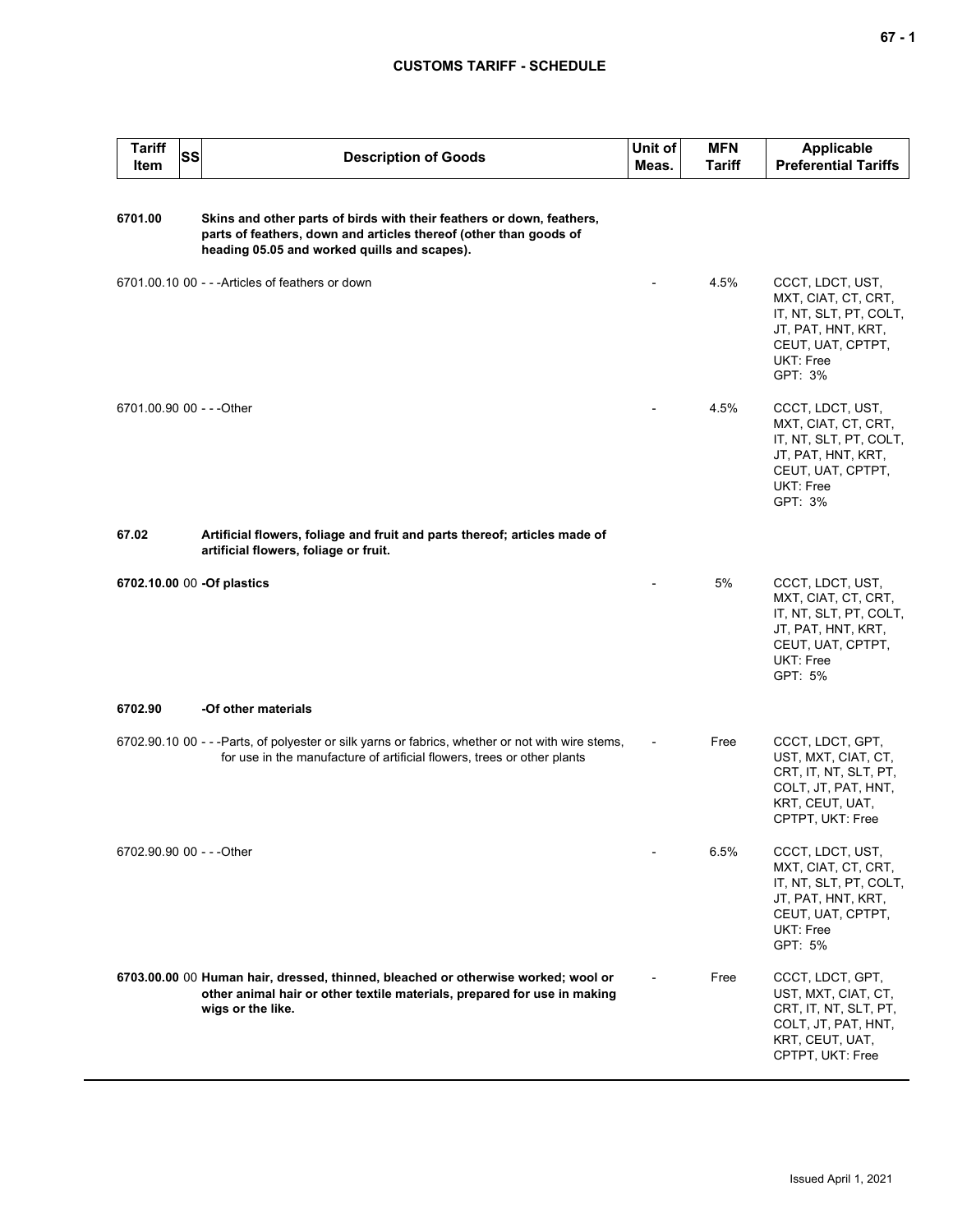| Tariff Item | SS | Description of Goods | Unit of Meas. | MFN Tariff | Applicable Preferential Tariffs |
|---|---|---|---|---|---|
| **6701.00** | | **Skins and other parts of birds with their feathers or down, feathers, parts of feathers, down and articles thereof (other than goods of heading 05.05 and worked quills and scapes).** | | | |
| 6701.00.10 | 00 | - - -Articles of feathers or down | - | 4.5% | CCCT, LDCT, UST, MXT, CIAT, CT, CRT, IT, NT, SLT, PT, COLT, JT, PAT, HNT, KRT, CEUT, UAT, CPTPT, UKT: Free<br>GPT: 3% |
| 6701.00.90 | 00 | - - -Other | - | 4.5% | CCCT, LDCT, UST, MXT, CIAT, CT, CRT, IT, NT, SLT, PT, COLT, JT, PAT, HNT, KRT, CEUT, UAT, CPTPT, UKT: Free<br>GPT: 3% |
| **67.02** | | **Artificial flowers, foliage and fruit and parts thereof; articles made of artificial flowers, foliage or fruit.** | | | |
| **6702.10.00** | 00 | **-Of plastics** | - | 5% | CCCT, LDCT, UST, MXT, CIAT, CT, CRT, IT, NT, SLT, PT, COLT, JT, PAT, HNT, KRT, CEUT, UAT, CPTPT, UKT: Free<br>GPT: 5% |
| **6702.90** | | **-Of other materials** | | | |
| 6702.90.10 | 00 | - - -Parts, of polyester or silk yarns or fabrics, whether or not with wire stems, for use in the manufacture of artificial flowers, trees or other plants | - | Free | CCCT, LDCT, GPT, UST, MXT, CIAT, CT, CRT, IT, NT, SLT, PT, COLT, JT, PAT, HNT, KRT, CEUT, UAT, CPTPT, UKT: Free |
| 6702.90.90 | 00 | - - -Other | - | 6.5% | CCCT, LDCT, UST, MXT, CIAT, CT, CRT, IT, NT, SLT, PT, COLT, JT, PAT, HNT, KRT, CEUT, UAT, CPTPT, UKT: Free<br>GPT: 5% |
| **6703.00.00** | 00 | **Human hair, dressed, thinned, bleached or otherwise worked; wool or other animal hair or other textile materials, prepared for use in making wigs or the like.** | - | Free | CCCT, LDCT, GPT, UST, MXT, CIAT, CT, CRT, IT, NT, SLT, PT, COLT, JT, PAT, HNT, KRT, CEUT, UAT, CPTPT, UKT: Free |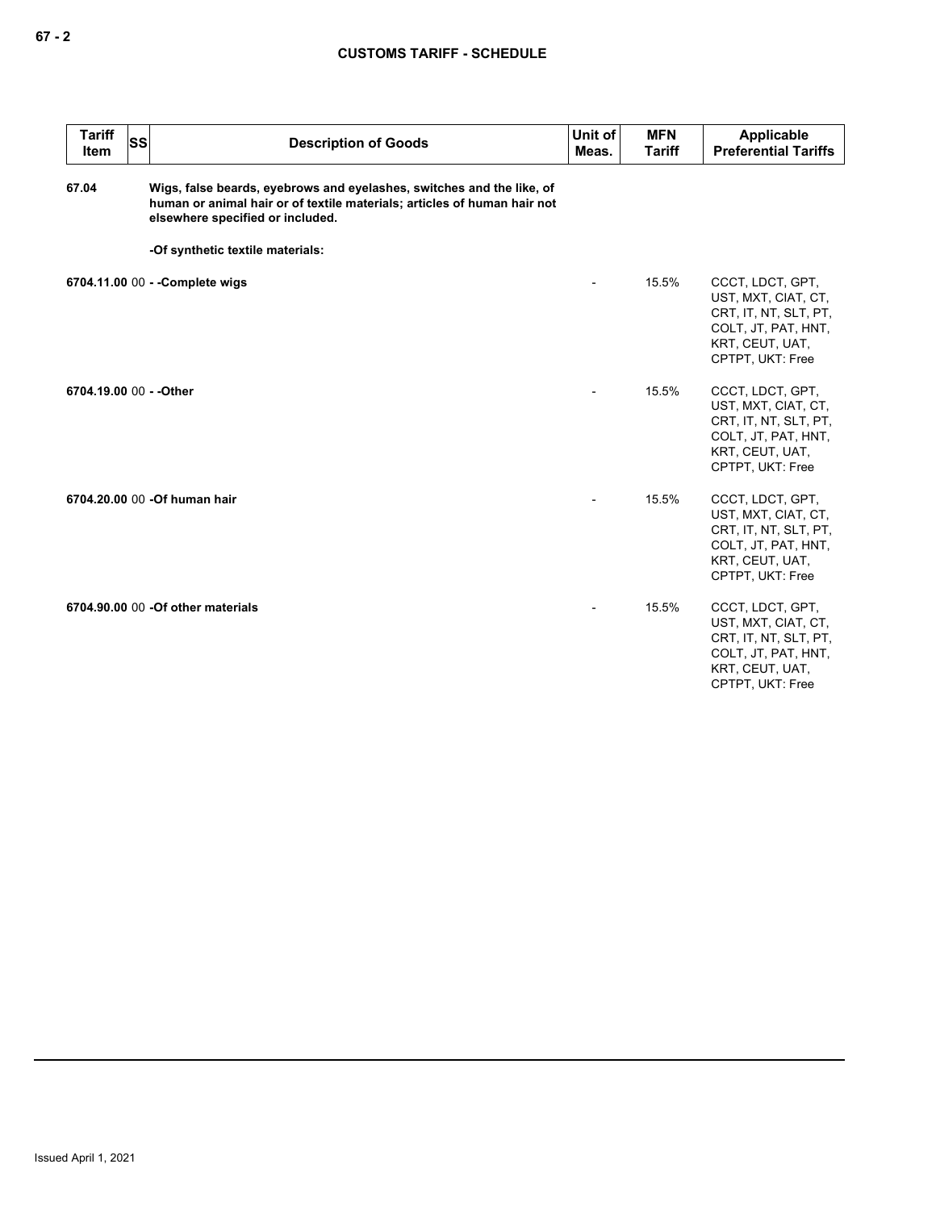| Tariff Item | SS | Description of Goods | Unit of Meas. | MFN Tariff | Applicable Preferential Tariffs |
|---|---|---|---|---|---|
| 67.04 | | **Wigs, false beards, eyebrows and eyelashes, switches and the like, of human or animal hair or of textile materials; articles of human hair not elsewhere specified or included.** | | | |
| | | **-Of synthetic textile materials:** | | | |
| 6704.11.00 | 00 | **- -Complete wigs** | - | 15.5% | CCCT, LDCT, GPT, UST, MXT, CIAT, CT, CRT, IT, NT, SLT, PT, COLT, JT, PAT, HNT, KRT, CEUT, UAT, CPTPT, UKT: Free |
| 6704.19.00 | 00 | **- -Other** | - | 15.5% | CCCT, LDCT, GPT, UST, MXT, CIAT, CT, CRT, IT, NT, SLT, PT, COLT, JT, PAT, HNT, KRT, CEUT, UAT, CPTPT, UKT: Free |
| 6704.20.00 | 00 | **-Of human hair** | - | 15.5% | CCCT, LDCT, GPT, UST, MXT, CIAT, CT, CRT, IT, NT, SLT, PT, COLT, JT, PAT, HNT, KRT, CEUT, UAT, CPTPT, UKT: Free |
| 6704.90.00 | 00 | **-Of other materials** | - | 15.5% | CCCT, LDCT, GPT, UST, MXT, CIAT, CT, CRT, IT, NT, SLT, PT, COLT, JT, PAT, HNT, KRT, CEUT, UAT, CPTPT, UKT: Free |